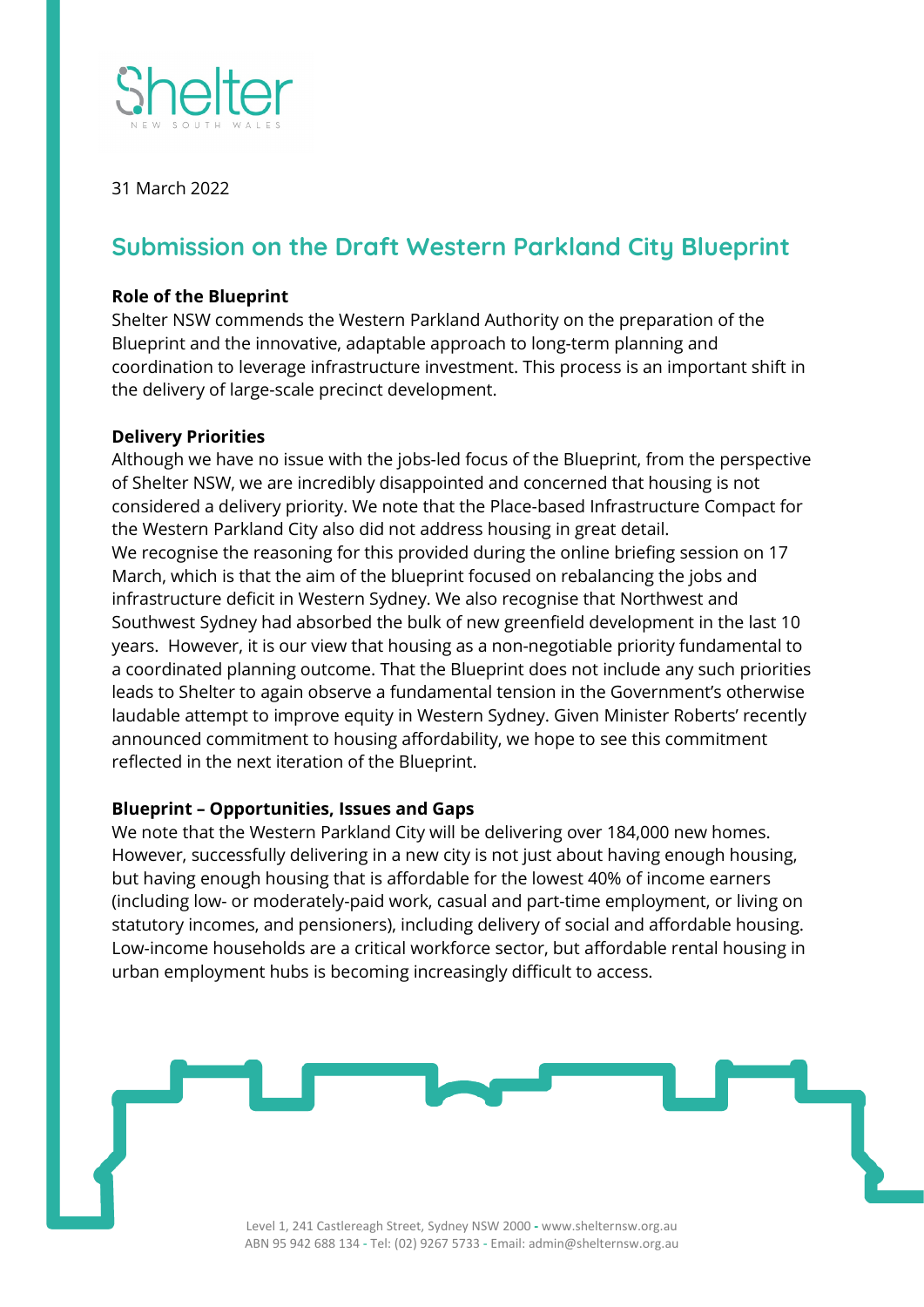Shelter
NEW SOUTH WALES

31 March 2022

## Submission on the Draft Western Parkland City Blueprint

**Role of the Blueprint**

Shelter NSW commends the Western Parkland Authority on the preparation of the Blueprint and the innovative, adaptable approach to long-term planning and coordination to leverage infrastructure investment. This process is an important shift in the delivery of large-scale precinct development.

**Delivery Priorities**

Although we have no issue with the jobs-led focus of the Blueprint, from the perspective of Shelter NSW, we are incredibly disappointed and concerned that housing is not considered a delivery priority. We note that the Place-based Infrastructure Compact for the Western Parkland City also did not address housing in great detail.

We recognise the reasoning for this provided during the online briefing session on 17 March, which is that the aim of the blueprint focused on rebalancing the jobs and infrastructure deficit in Western Sydney. We also recognise that Northwest and Southwest Sydney had absorbed the bulk of new greenfield development in the last 10 years. However, it is our view that housing as a non-negotiable priority fundamental to a coordinated planning outcome. That the Blueprint does not include any such priorities leads to Shelter to again observe a fundamental tension in the Government's otherwise laudable attempt to improve equity in Western Sydney. Given Minister Roberts' recently announced commitment to housing affordability, we hope to see this commitment reflected in the next iteration of the Blueprint.

**Blueprint – Opportunities, Issues and Gaps**

We note that the Western Parkland City will be delivering over 184,000 new homes. However, successfully delivering in a new city is not just about having enough housing, but having enough housing that is affordable for the lowest 40% of income earners (including low- or moderately-paid work, casual and part-time employment, or living on statutory incomes, and pensioners), including delivery of social and affordable housing. Low-income households are a critical workforce sector, but affordable rental housing in urban employment hubs is becoming increasingly difficult to access.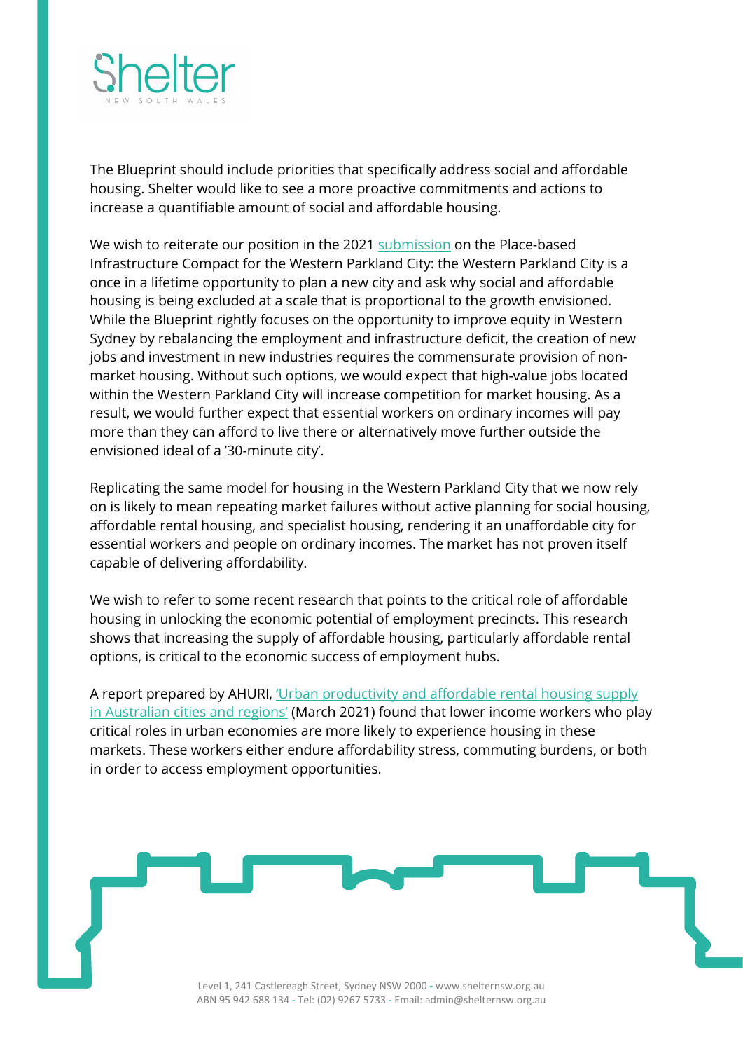The Blueprint should include priorities that specifically address social and affordable housing. Shelter would like to see a more proactive commitments and actions to increase a quantifiable amount of social and affordable housing.

We wish to reiterate our position in the 2021 submission on the Place-based Infrastructure Compact for the Western Parkland City: the Western Parkland City is a once in a lifetime opportunity to plan a new city and ask why social and affordable housing is being excluded at a scale that is proportional to the growth envisioned. While the Blueprint rightly focuses on the opportunity to improve equity in Western Sydney by rebalancing the employment and infrastructure deficit, the creation of new jobs and investment in new industries requires the commensurate provision of non-market housing. Without such options, we would expect that high-value jobs located within the Western Parkland City will increase competition for market housing. As a result, we would further expect that essential workers on ordinary incomes will pay more than they can afford to live there or alternatively move further outside the envisioned ideal of a '30-minute city'.

Replicating the same model for housing in the Western Parkland City that we now rely on is likely to mean repeating market failures without active planning for social housing, affordable rental housing, and specialist housing, rendering it an unaffordable city for essential workers and people on ordinary incomes. The market has not proven itself capable of delivering affordability.

We wish to refer to some recent research that points to the critical role of affordable housing in unlocking the economic potential of employment precincts. This research shows that increasing the supply of affordable housing, particularly affordable rental options, is critical to the economic success of employment hubs.

A report prepared by AHURI, 'Urban productivity and affordable rental housing supply in Australian cities and regions' (March 2021) found that lower income workers who play critical roles in urban economies are more likely to experience housing in these markets. These workers either endure affordability stress, commuting burdens, or both in order to access employment opportunities.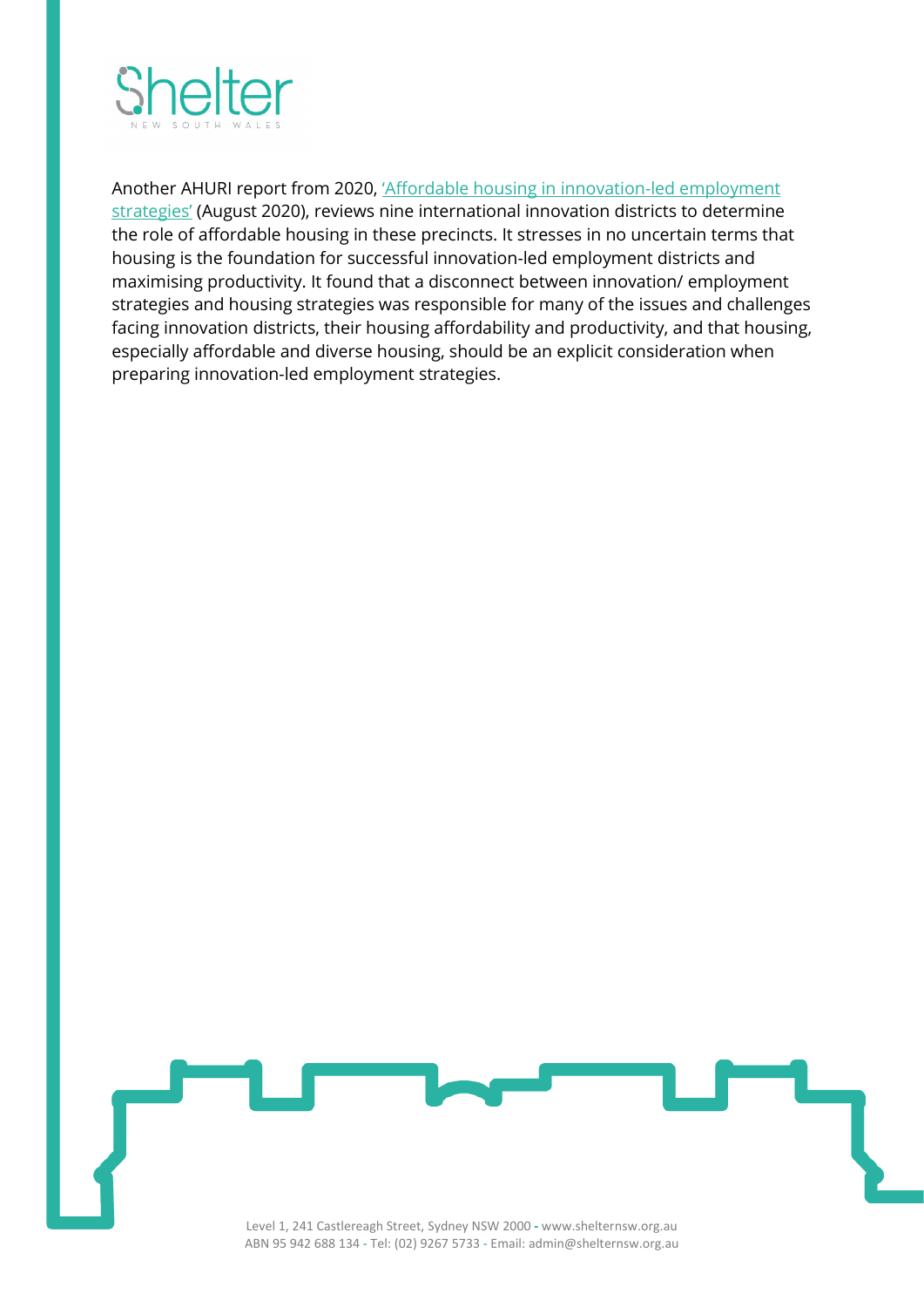Another AHURI report from 2020, 'Affordable housing in innovation-led employment strategies' (August 2020), reviews nine international innovation districts to determine the role of affordable housing in these precincts. It stresses in no uncertain terms that housing is the foundation for successful innovation-led employment districts and maximising productivity. It found that a disconnect between innovation/ employment strategies and housing strategies was responsible for many of the issues and challenges facing innovation districts, their housing affordability and productivity, and that housing, especially affordable and diverse housing, should be an explicit consideration when preparing innovation-led employment strategies.